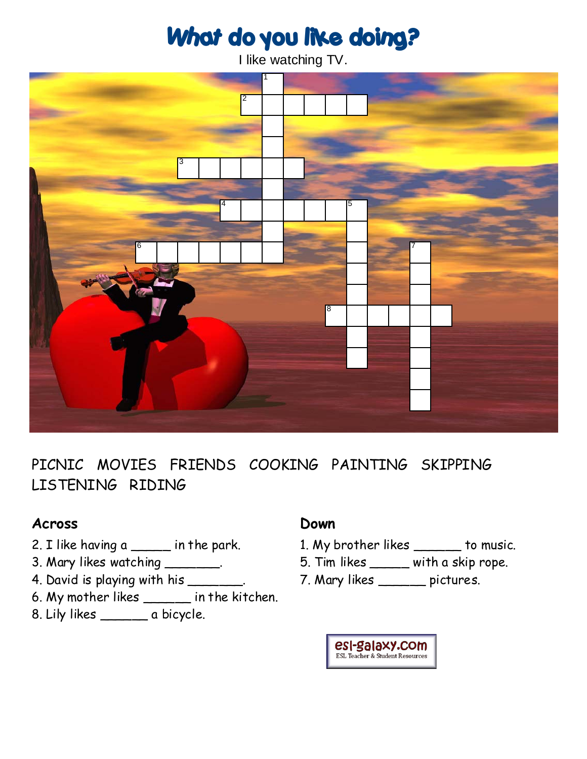# What do you like doing?

I like watching TV.

PICNIC MOVIES FRIENDS COOKING PAINTING SKIPPING LISTENING RIDING

## Across

2. I like having a _____ in the park.
3. Mary likes watching _______.
4. David is playing with his _______.
6. My mother likes ______ in the kitchen.
8. Lily likes ______ a bicycle.

## Down

1. My brother likes ______ to music.
5. Tim likes _____ with a skip rope.
7. Mary likes ______ pictures.

esl-galaxy.com
ESL Teacher & Student Resources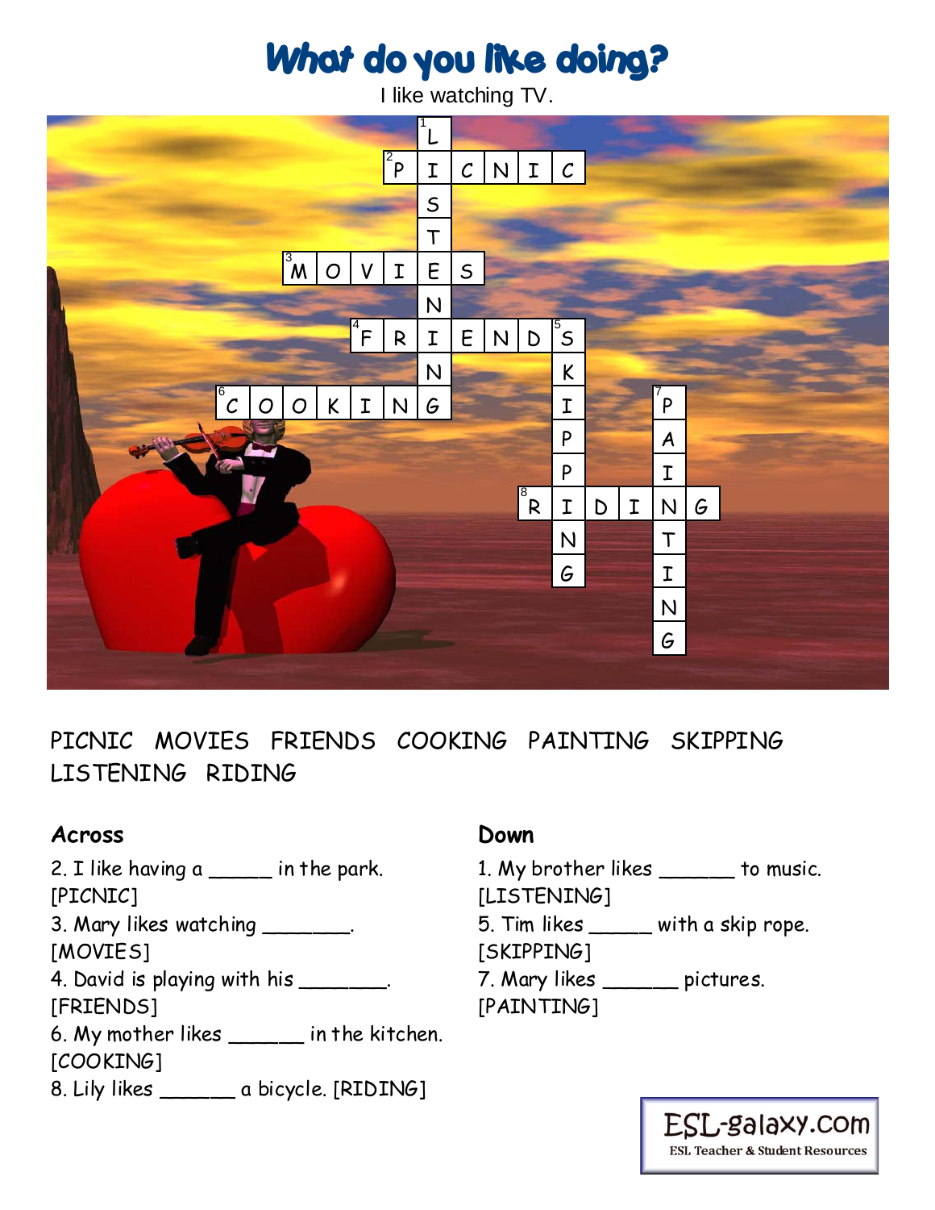# What do you like doing?

I like watching TV.

PICNIC MOVIES FRIENDS COOKING PAINTING SKIPPING LISTENING RIDING

**Across**

2. I like having a _____ in the park. [PICNIC]
3. Mary likes watching _______. [MOVIES]
4. David is playing with his _______. [FRIENDS]
6. My mother likes ______ in the kitchen. [COOKING]
8. Lily likes ______ a bicycle. [RIDING]

**Down**

1. My brother likes ______ to music. [LISTENING]
5. Tim likes _____ with a skip rope. [SKIPPING]
7. Mary likes ______ pictures. [PAINTING]

ESL-galaxy.com
ESL Teacher & Student Resources